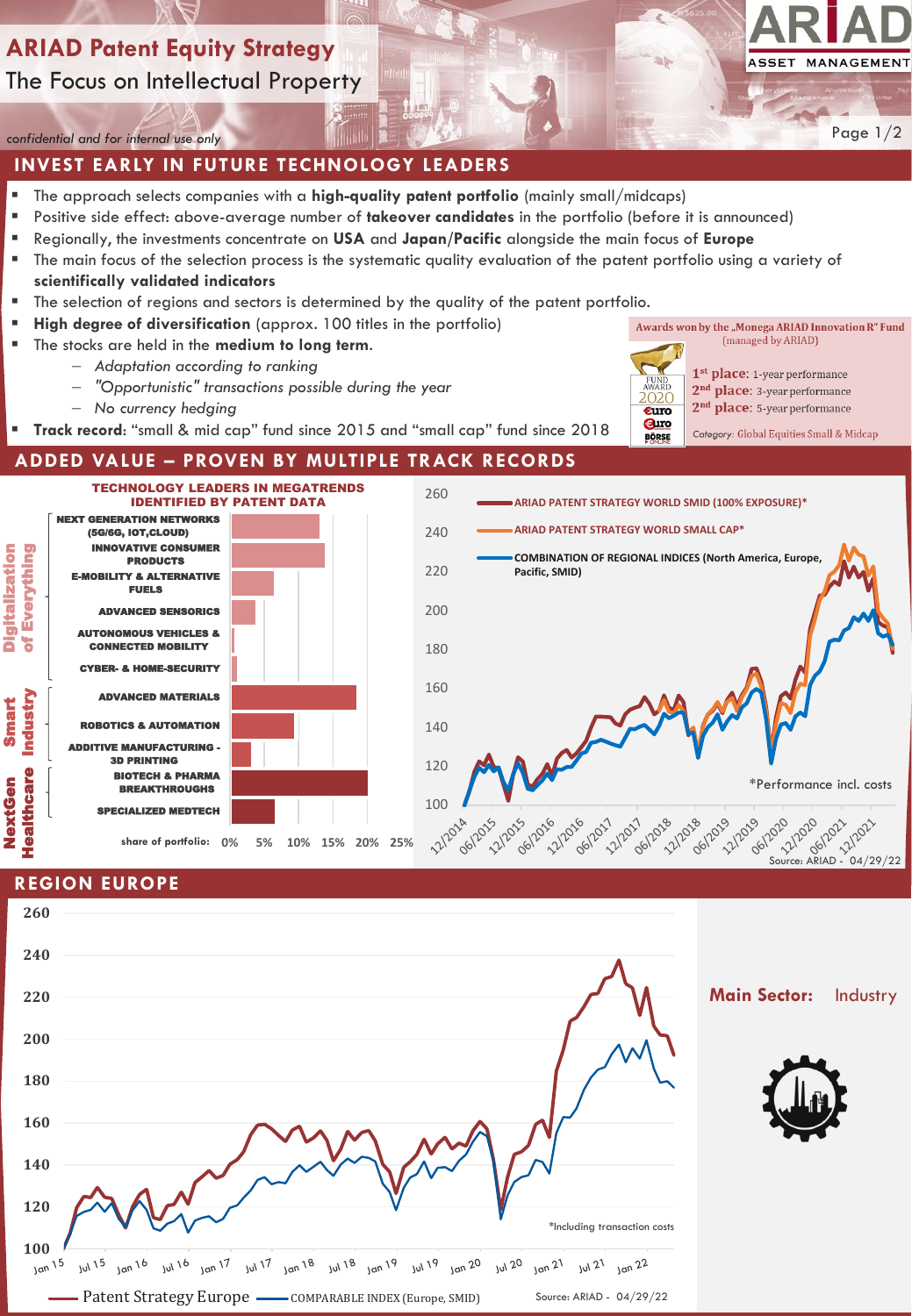# ARIAD Patent Equity Strategy

The Focus on Intellectual Property

*confidential and for internal use only*

## INVEST EARLY IN FUTURE TECHNOLOGY LEADERS

- The approach selects companies with a **high-quality patent portfolio** (mainly small/midcaps)
- Positive side effect: above-average number of **takeover candidates** in the portfolio (before it is announced)
- Regionally, the investments concentrate on **USA** and **Japan/Pacific** alongside the main focus of **Europe**
- The main focus of the selection process is the systematic quality evaluation of the patent portfolio using a variety of **scientifically validated indicators**
- The selection of regions and sectors is determined by the quality of the patent portfolio.
- **High degree of diversification** (approx. 100 titles in the portfolio)
- The stocks are held in the **medium to long term**.
  - *Adaptation according to ranking*
  - *"Opportunistic" transactions possible during the year*
  - *No currency hedging*
- **Track record:** "small & mid cap" fund since 2015 and "small cap" fund since 2018

Awards won by the „Monega ARIAD Innovation R" Fund (managed by ARIAD)

FUND AWARD 2020 €uro €uro BÖRSE ONLINE

- 1st place: 1-year performance
- 2nd place: 3-year performance
- 2nd place: 5-year performance

*Category:* Global Equities Small & Midcap

## ADDED VALUE – PROVEN BY MULTIPLE TRACK RECORDS

**TECHNOLOGY LEADERS IN MEGATRENDS IDENTIFIED BY PATENT DATA**

| Megatrend | Sector | Share of portfolio (approx.) |
|---|---|---|
| Digitalization of Everything | NEXT GENERATION NETWORKS (5G/6G, IOT,CLOUD) | ~13% |
| | INNOVATIVE CONSUMER PRODUCTS | ~14% |
| | E-MOBILITY & ALTERNATIVE FUELS | ~6% |
| | ADVANCED SENSORICS | ~3.5% |
| | AUTONOMOUS VEHICLES & CONNECTED MOBILITY | ~0.5% |
| | CYBER- & HOME-SECURITY | ~1% |
| Smart Industry | ADVANCED MATERIALS | ~18% |
| | ROBOTICS & AUTOMATION | ~9% |
| | ADDITIVE MANUFACTURING - 3D PRINTING | ~3% |
| NextGen Healthcare | BIOTECH & PHARMA BREAKTHROUGHS | ~20% |
| | SPECIALIZED MEDTECH | ~6.5% |

share of portfolio: 0% 5% 10% 15% 20% 25%

Chart legend:
- ARIAD PATENT STRATEGY WORLD SMID (100% EXPOSURE)*
- ARIAD PATENT STRATEGY WORLD SMALL CAP*
- COMBINATION OF REGIONAL INDICES (North America, Europe, Pacific, SMID)

*Performance incl. costs

Source: ARIAD - 04/29/22

## REGION EUROPE

Chart legend: Patent Strategy Europe — COMPARABLE INDEX (Europe, SMID)

*Including transaction costs

Source: ARIAD - 04/29/22

**Main Sector:** Industry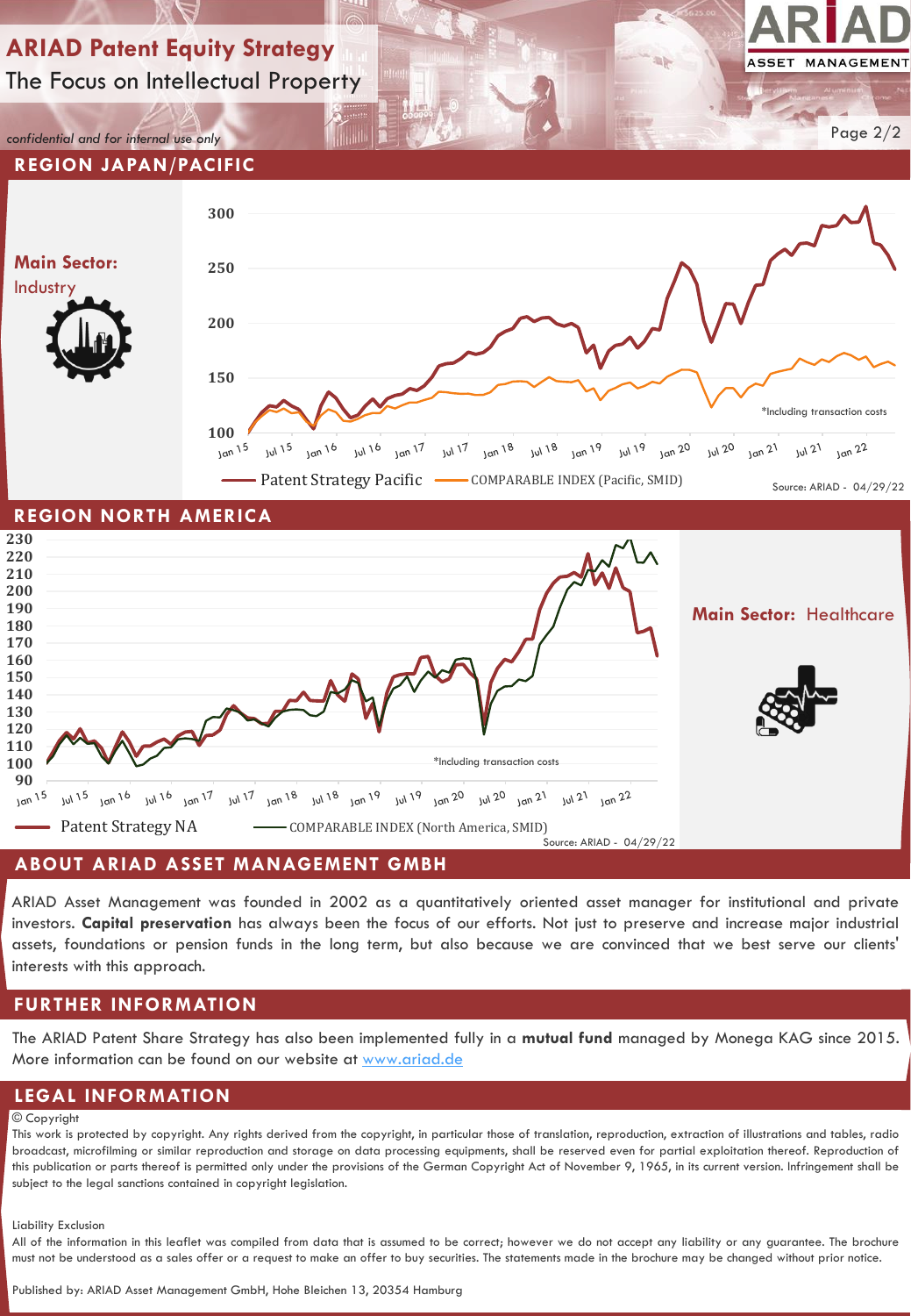# ARIAD Patent Equity Strategy

The Focus on Intellectual Property

*confidential and for internal use only*

## REGION JAPAN/PACIFIC

**Main Sector:** Industry

300
250
200
150
100

Jan 15 Jul 15 Jan 16 Jul 16 Jan 17 Jul 17 Jan 18 Jul 18 Jan 19 Jul 19 Jan 20 Jul 20 Jan 21 Jul 21 Jan 22

*Including transaction costs

Patent Strategy Pacific — COMPARABLE INDEX (Pacific, SMID)

Source: ARIAD - 04/29/22

## REGION NORTH AMERICA

230
220
210
200
190
180
170
160
150
140
130
120
110
100
90

Jan 15 Jul 15 Jan 16 Jul 16 Jan 17 Jul 17 Jan 18 Jul 18 Jan 19 Jul 19 Jan 20 Jul 20 Jan 21 Jul 21 Jan 22

*Including transaction costs

Patent Strategy NA — COMPARABLE INDEX (North America, SMID)

Source: ARIAD - 04/29/22

**Main Sector:** Healthcare

## ABOUT ARIAD ASSET MANAGEMENT GMBH

ARIAD Asset Management was founded in 2002 as a quantitatively oriented asset manager for institutional and private investors. **Capital preservation** has always been the focus of our efforts. Not just to preserve and increase major industrial assets, foundations or pension funds in the long term, but also because we are convinced that we best serve our clients' interests with this approach.

## FURTHER INFORMATION

The ARIAD Patent Share Strategy has also been implemented fully in a **mutual fund** managed by Monega KAG since 2015. More information can be found on our website at www.ariad.de

## LEGAL INFORMATION

© Copyright

This work is protected by copyright. Any rights derived from the copyright, in particular those of translation, reproduction, extraction of illustrations and tables, radio broadcast, microfilming or similar reproduction and storage on data processing equipments, shall be reserved even for partial exploitation thereof. Reproduction of this publication or parts thereof is permitted only under the provisions of the German Copyright Act of November 9, 1965, in its current version. Infringement shall be subject to the legal sanctions contained in copyright legislation.

Liability Exclusion

All of the information in this leaflet was compiled from data that is assumed to be correct; however we do not accept any liability or any guarantee. The brochure must not be understood as a sales offer or a request to make an offer to buy securities. The statements made in the brochure may be changed without prior notice.

Published by: ARIAD Asset Management GmbH, Hohe Bleichen 13, 20354 Hamburg